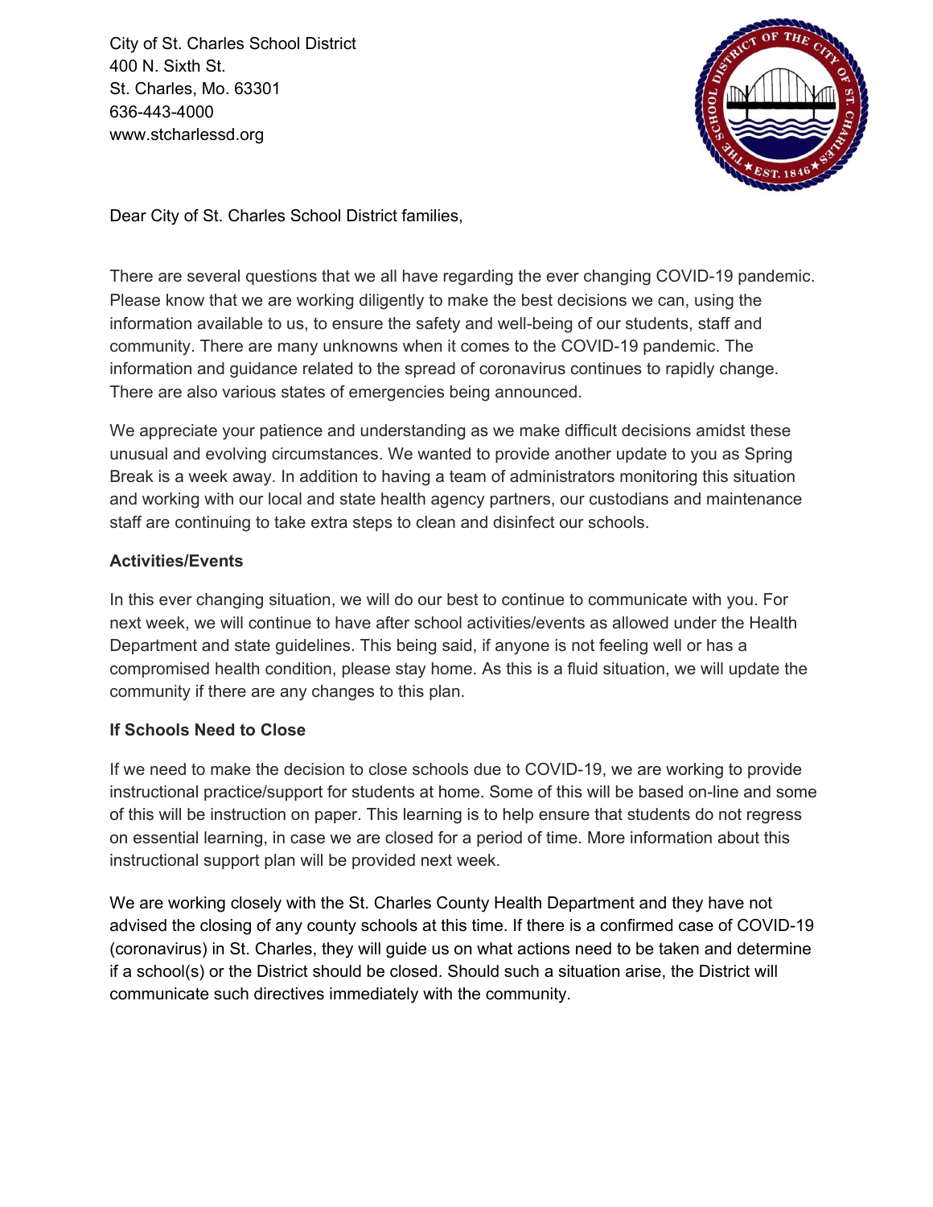City of St. Charles School District
400 N. Sixth St.
St. Charles, Mo. 63301
636-443-4000
www.stcharlessd.org

Dear City of St. Charles School District families,

There are several questions that we all have regarding the ever changing COVID-19 pandemic. Please know that we are working diligently to make the best decisions we can, using the information available to us, to ensure the safety and well-being of our students, staff and community. There are many unknowns when it comes to the COVID-19 pandemic. The information and guidance related to the spread of coronavirus continues to rapidly change. There are also various states of emergencies being announced.

We appreciate your patience and understanding as we make difficult decisions amidst these unusual and evolving circumstances. We wanted to provide another update to you as Spring Break is a week away. In addition to having a team of administrators monitoring this situation and working with our local and state health agency partners, our custodians and maintenance staff are continuing to take extra steps to clean and disinfect our schools.

**Activities/Events**

In this ever changing situation, we will do our best to continue to communicate with you. For next week, we will continue to have after school activities/events as allowed under the Health Department and state guidelines. This being said, if anyone is not feeling well or has a compromised health condition, please stay home. As this is a fluid situation, we will update the community if there are any changes to this plan.

**If Schools Need to Close**

If we need to make the decision to close schools due to COVID-19, we are working to provide instructional practice/support for students at home. Some of this will be based on-line and some of this will be instruction on paper. This learning is to help ensure that students do not regress on essential learning, in case we are closed for a period of time. More information about this instructional support plan will be provided next week.

We are working closely with the St. Charles County Health Department and they have not advised the closing of any county schools at this time. If there is a confirmed case of COVID-19 (coronavirus) in St. Charles, they will guide us on what actions need to be taken and determine if a school(s) or the District should be closed. Should such a situation arise, the District will communicate such directives immediately with the community.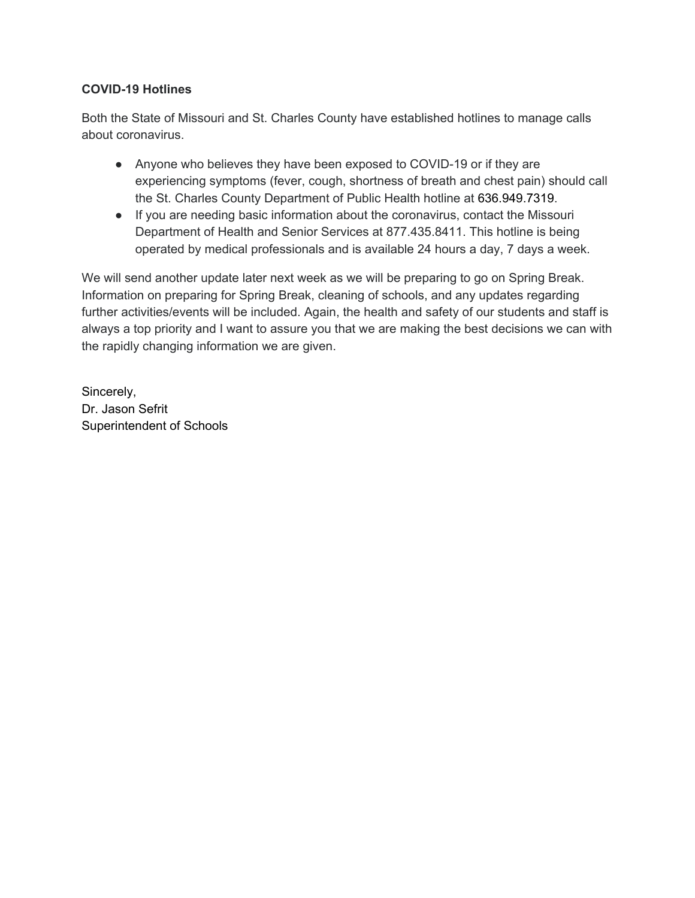**COVID-19 Hotlines**

Both the State of Missouri and St. Charles County have established hotlines to manage calls about coronavirus.

- Anyone who believes they have been exposed to COVID-19 or if they are experiencing symptoms (fever, cough, shortness of breath and chest pain) should call the St. Charles County Department of Public Health hotline at 636.949.7319.
- If you are needing basic information about the coronavirus, contact the Missouri Department of Health and Senior Services at 877.435.8411. This hotline is being operated by medical professionals and is available 24 hours a day, 7 days a week.

We will send another update later next week as we will be preparing to go on Spring Break. Information on preparing for Spring Break, cleaning of schools, and any updates regarding further activities/events will be included. Again, the health and safety of our students and staff is always a top priority and I want to assure you that we are making the best decisions we can with the rapidly changing information we are given.

Sincerely,
Dr. Jason Sefrit
Superintendent of Schools